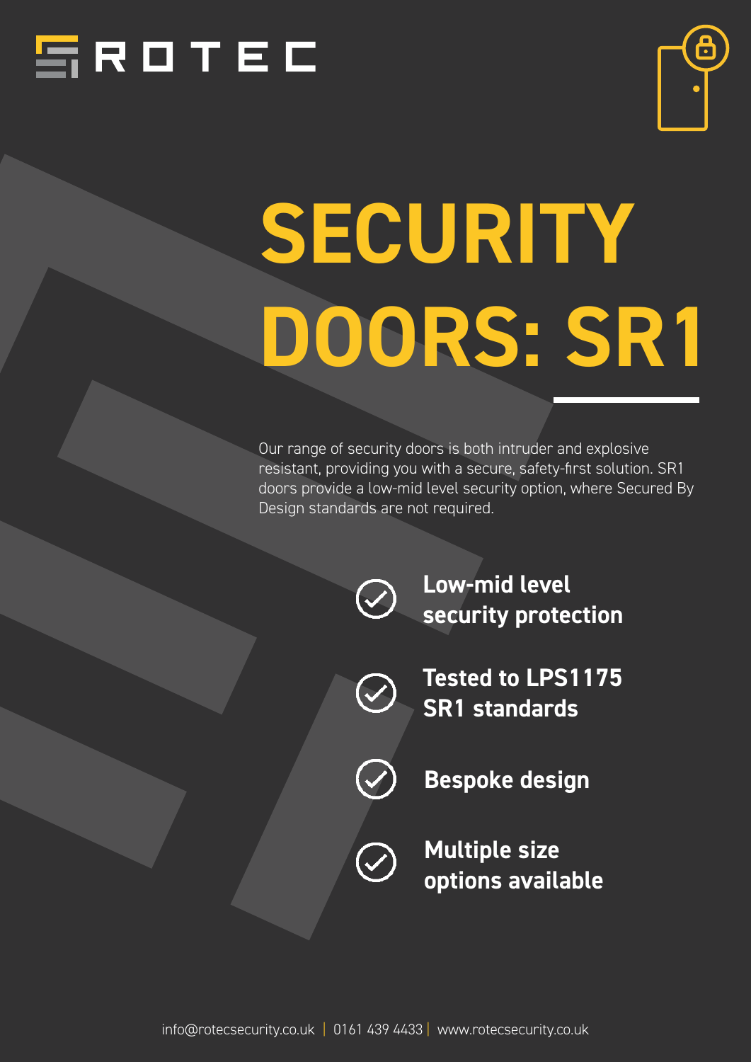ROTEC

# SECURITY DOORS: SR1

Our range of security doors is both intruder and explosive resistant, providing you with a secure, safety-first solution. SR1 doors provide a low-mid level security option, where Secured By Design standards are not required.

- **Low-mid level security protection**
- **Tested to LPS1175 SR1 standards**
- **Bespoke design**
- **Multiple size options available**

info@rotecsecurity.co.uk | 0161 439 4433 | www.rotecsecurity.co.uk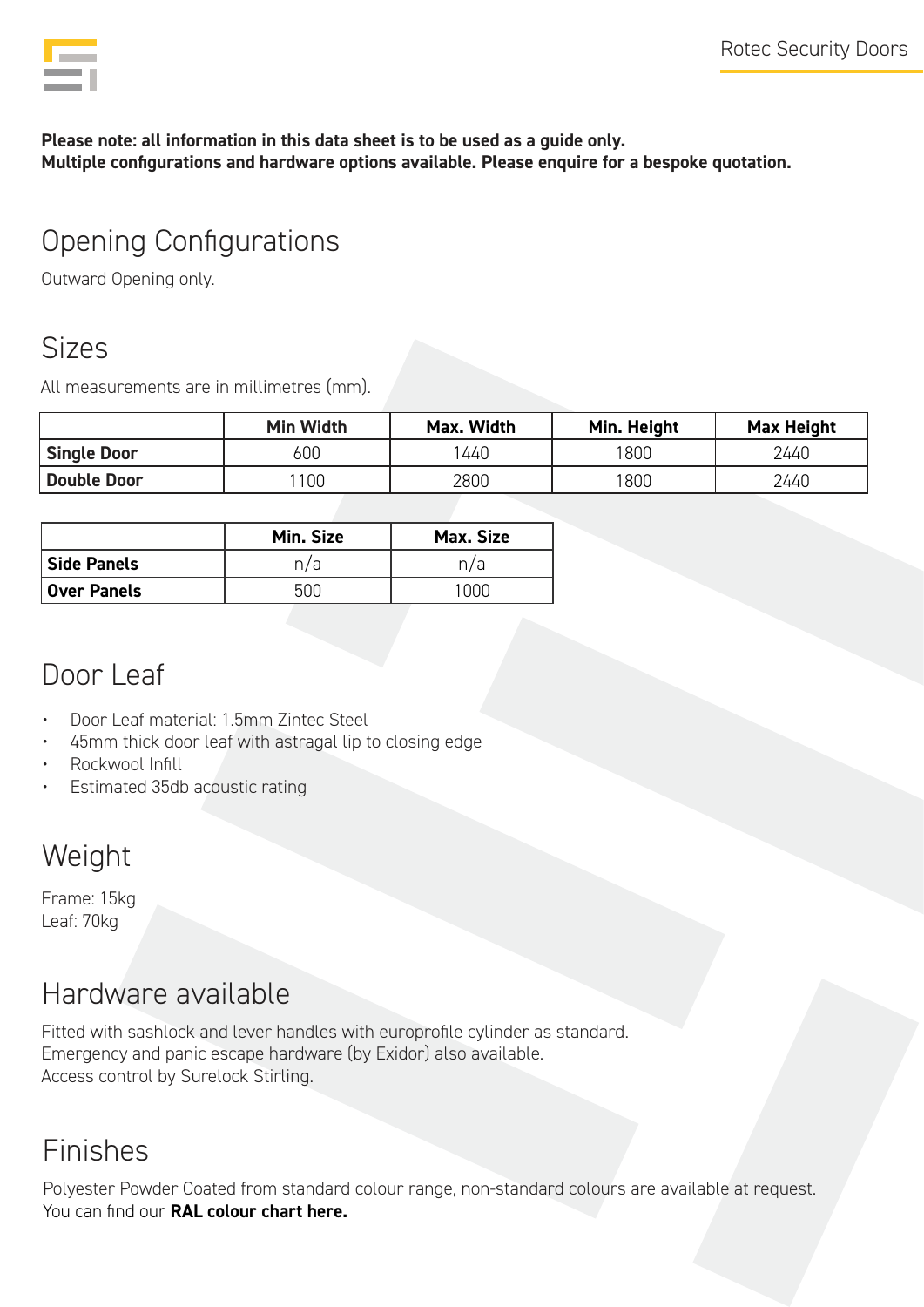**Please note: all information in this data sheet is to be used as a guide only.**
**Multiple configurations and hardware options available. Please enquire for a bespoke quotation.**

## Opening Configurations

Outward Opening only.

## Sizes

All measurements are in millimetres (mm).

| | Min Width | Max. Width | Min. Height | Max Height |
|---|---|---|---|---|
| **Single Door** | 600 | 1440 | 1800 | 2440 |
| **Double Door** | 1100 | 2800 | 1800 | 2440 |

| | Min. Size | Max. Size |
|---|---|---|
| **Side Panels** | n/a | n/a |
| **Over Panels** | 500 | 1000 |

## Door Leaf

- Door Leaf material: 1.5mm Zintec Steel
- 45mm thick door leaf with astragal lip to closing edge
- Rockwool Infill
- Estimated 35db acoustic rating

## Weight

Frame: 15kg
Leaf: 70kg

## Hardware available

Fitted with sashlock and lever handles with europrofile cylinder as standard.
Emergency and panic escape hardware (by Exidor) also available.
Access control by Surelock Stirling.

## Finishes

Polyester Powder Coated from standard colour range, non-standard colours are available at request.
You can find our **RAL colour chart here.**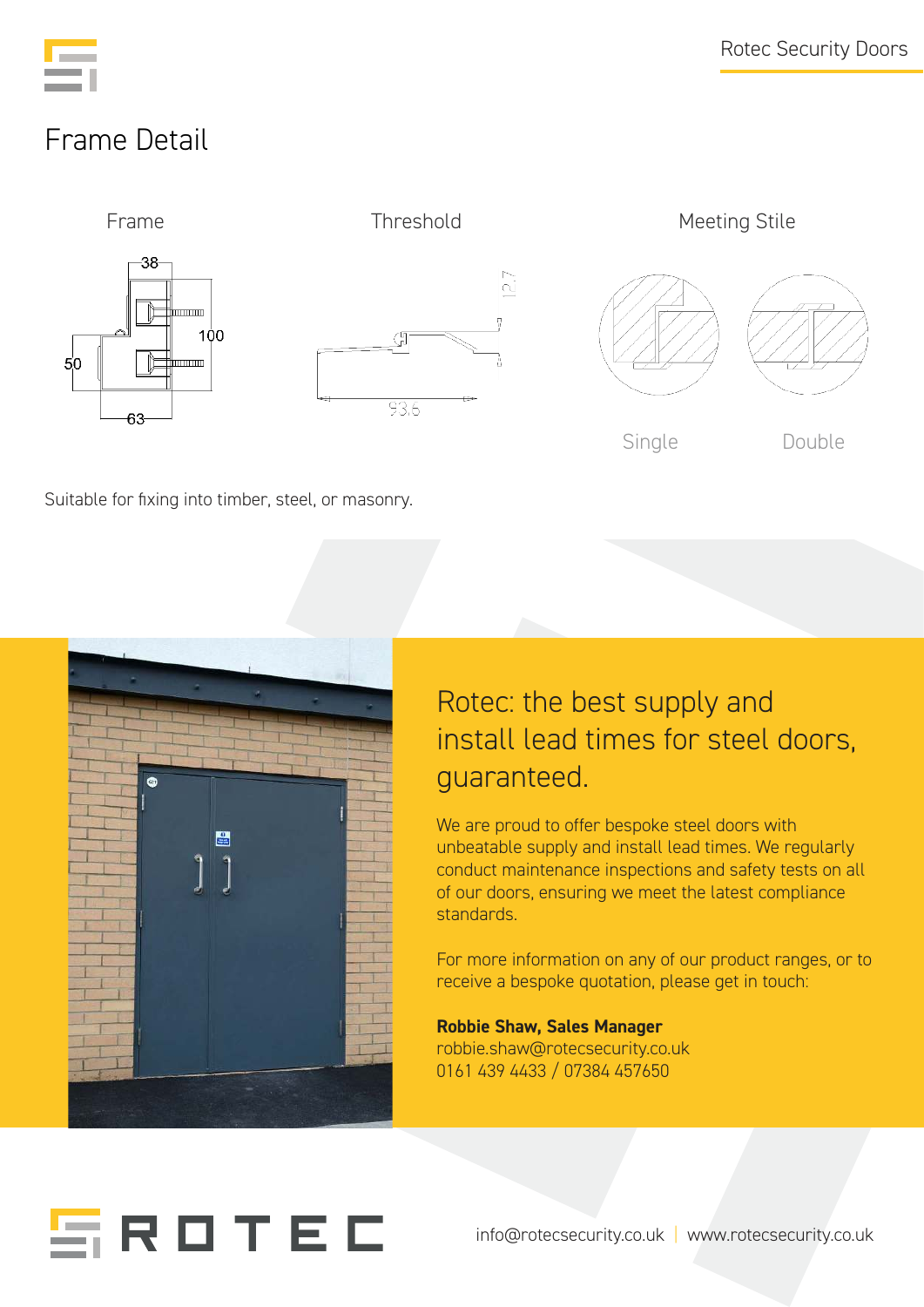# Frame Detail

Frame

38
100
50
63

Threshold

12.7
93.6

Meeting Stile

Single

Double

Suitable for fixing into timber, steel, or masonry.

## Rotec: the best supply and install lead times for steel doors, guaranteed.

We are proud to offer bespoke steel doors with unbeatable supply and install lead times. We regularly conduct maintenance inspections and safety tests on all of our doors, ensuring we meet the latest compliance standards.

For more information on any of our product ranges, or to receive a bespoke quotation, please get in touch:

**Robbie Shaw, Sales Manager**
robbie.shaw@rotecsecurity.co.uk
0161 439 4433 / 07384 457650

ROTEC

info@rotecsecurity.co.uk | www.rotecsecurity.co.uk